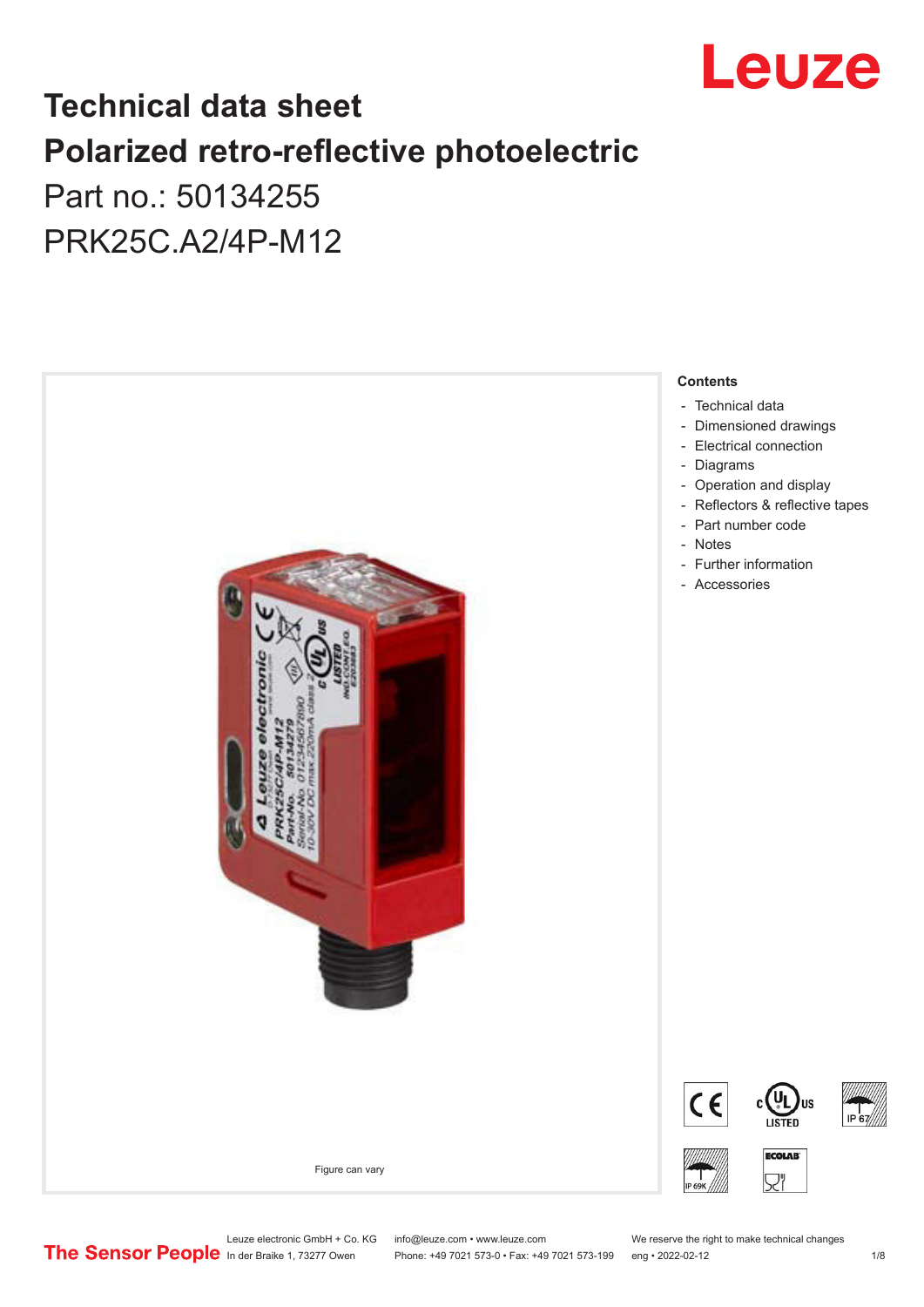# Technical data sheet

# Polarized retro-reflective photoelectric

Part no.: 50134255

PRK25C.A2/4P-M12

Figure can vary

**Contents**

- Technical data
- Dimensioned drawings
- Electrical connection
- Diagrams
- Operation and display
- Reflectors & reflective tapes
- Part number code
- Notes
- Further information
- Accessories

Leuze electronic GmbH + Co. KG
In der Braike 1, 73277 Owen

info@leuze.com • www.leuze.com
Phone: +49 7021 573-0 • Fax: +49 7021 573-199

We reserve the right to make technical changes
eng • 2022-02-12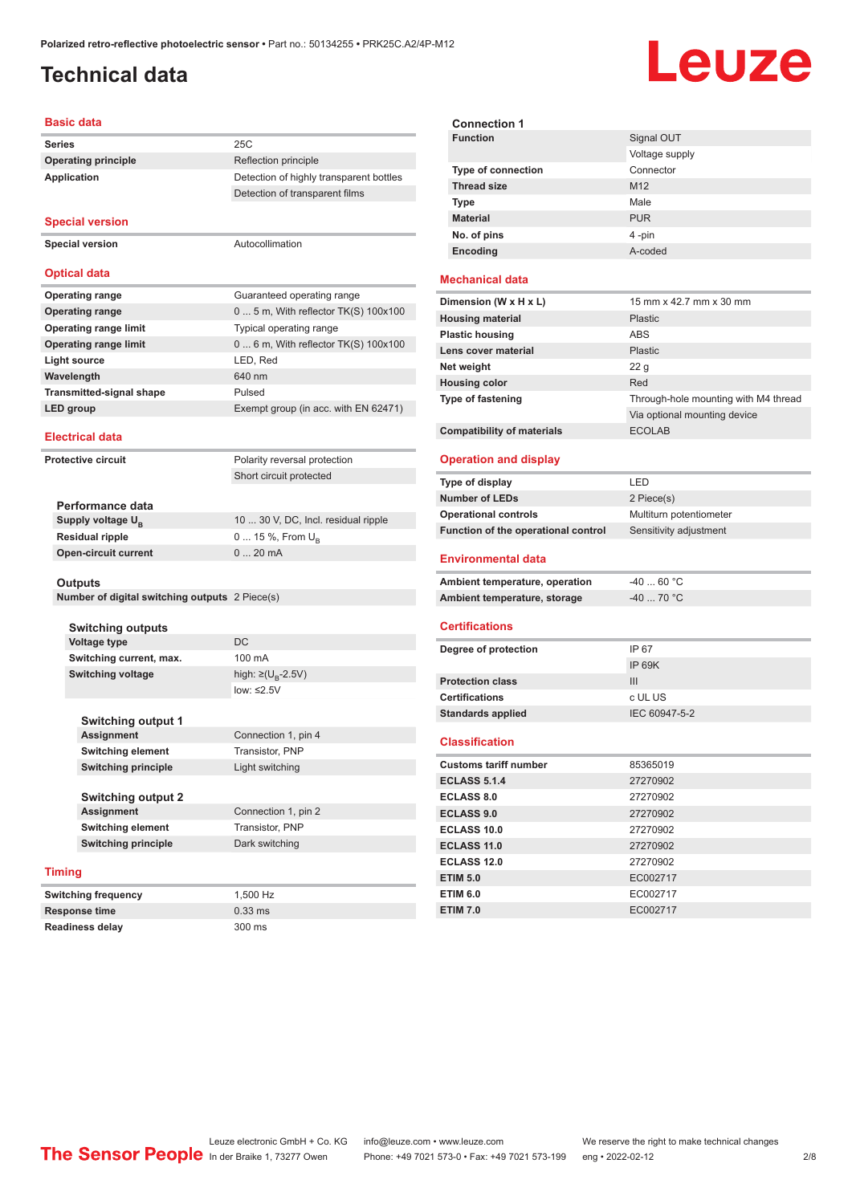# Technical data

## Basic data

| | |
|---|---|
| **Series** | 25C |
| **Operating principle** | Reflection principle |
| **Application** | Detection of highly transparent bottles |
| | Detection of transparent films |

## Special version

| | |
|---|---|
| **Special version** | Autocollimation |

## Optical data

| | |
|---|---|
| **Operating range** | Guaranteed operating range |
| **Operating range** | 0 ... 5 m, With reflector TK(S) 100x100 |
| **Operating range limit** | Typical operating range |
| **Operating range limit** | 0 ... 6 m, With reflector TK(S) 100x100 |
| **Light source** | LED, Red |
| **Wavelength** | 640 nm |
| **Transmitted-signal shape** | Pulsed |
| **LED group** | Exempt group (in acc. with EN 62471) |

## Electrical data

| | |
|---|---|
| **Protective circuit** | Polarity reversal protection |
| | Short circuit protected |

### Performance data

| | |
|---|---|
| **Supply voltage $U_B$** | 10 ... 30 V, DC, Incl. residual ripple |
| **Residual ripple** | 0 ... 15 %, From $U_B$ |
| **Open-circuit current** | 0 ... 20 mA |

### Outputs

| | |
|---|---|
| **Number of digital switching outputs** | 2 Piece(s) |

#### Switching outputs

| | |
|---|---|
| **Voltage type** | DC |
| **Switching current, max.** | 100 mA |
| **Switching voltage** | high: ≥($U_B$-2.5V) |
| | low: ≤2.5V |

#### Switching output 1

| | |
|---|---|
| **Assignment** | Connection 1, pin 4 |
| **Switching element** | Transistor, PNP |
| **Switching principle** | Light switching |

#### Switching output 2

| | |
|---|---|
| **Assignment** | Connection 1, pin 2 |
| **Switching element** | Transistor, PNP |
| **Switching principle** | Dark switching |

## Timing

| | |
|---|---|
| **Switching frequency** | 1,500 Hz |
| **Response time** | 0.33 ms |
| **Readiness delay** | 300 ms |

### Connection 1

| | |
|---|---|
| **Function** | Signal OUT |
| | Voltage supply |
| **Type of connection** | Connector |
| **Thread size** | M12 |
| **Type** | Male |
| **Material** | PUR |
| **No. of pins** | 4 -pin |
| **Encoding** | A-coded |

## Mechanical data

| | |
|---|---|
| **Dimension (W x H x L)** | 15 mm x 42.7 mm x 30 mm |
| **Housing material** | Plastic |
| **Plastic housing** | ABS |
| **Lens cover material** | Plastic |
| **Net weight** | 22 g |
| **Housing color** | Red |
| **Type of fastening** | Through-hole mounting with M4 thread |
| | Via optional mounting device |
| **Compatibility of materials** | ECOLAB |

## Operation and display

| | |
|---|---|
| **Type of display** | LED |
| **Number of LEDs** | 2 Piece(s) |
| **Operational controls** | Multiturn potentiometer |
| **Function of the operational control** | Sensitivity adjustment |

## Environmental data

| | |
|---|---|
| **Ambient temperature, operation** | -40 ... 60 °C |
| **Ambient temperature, storage** | -40 ... 70 °C |

## Certifications

| | |
|---|---|
| **Degree of protection** | IP 67 |
| | IP 69K |
| **Protection class** | III |
| **Certifications** | c UL US |
| **Standards applied** | IEC 60947-5-2 |

## Classification

| | |
|---|---|
| **Customs tariff number** | 85365019 |
| **ECLASS 5.1.4** | 27270902 |
| **ECLASS 8.0** | 27270902 |
| **ECLASS 9.0** | 27270902 |
| **ECLASS 10.0** | 27270902 |
| **ECLASS 11.0** | 27270902 |
| **ECLASS 12.0** | 27270902 |
| **ETIM 5.0** | EC002717 |
| **ETIM 6.0** | EC002717 |
| **ETIM 7.0** | EC002717 |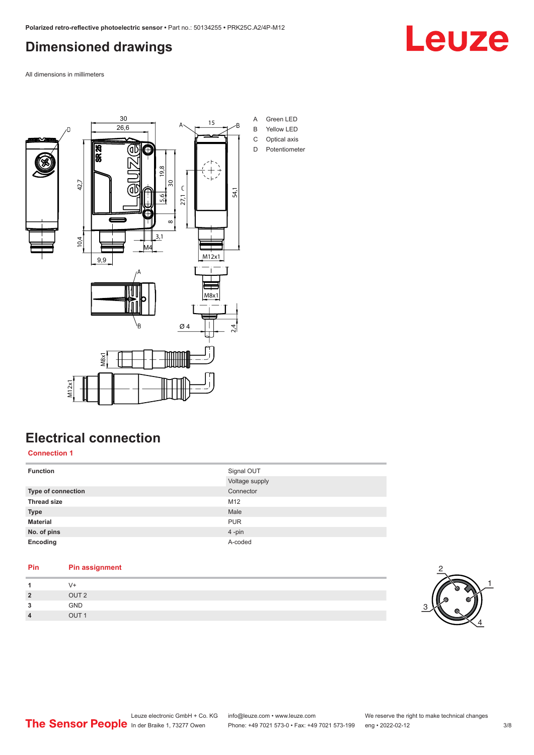# Dimensioned drawings

All dimensions in millimeters

| | |
|---|---|
| A | Green LED |
| B | Yellow LED |
| C | Optical axis |
| D | Potentiometer |

# Electrical connection

## Connection 1

| | |
|---|---|
| **Function** | Signal OUT |
| | Voltage supply |
| **Type of connection** | Connector |
| **Thread size** | M12 |
| **Type** | Male |
| **Material** | PUR |
| **No. of pins** | 4 -pin |
| **Encoding** | A-coded |

| Pin | Pin assignment |
|---|---|
| **1** | V+ |
| **2** | OUT 2 |
| **3** | GND |
| **4** | OUT 1 |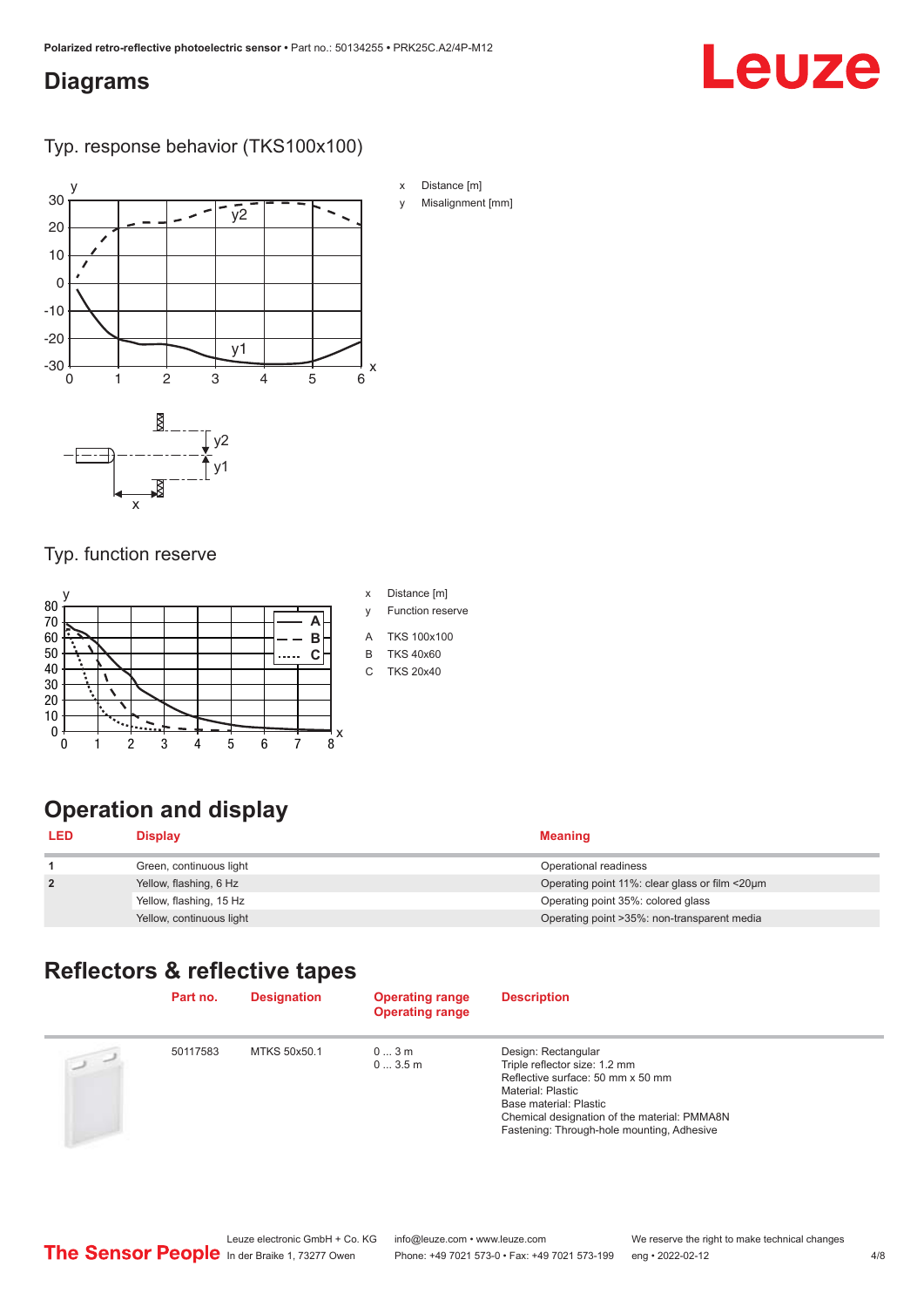## Diagrams

### Typ. response behavior (TKS100x100)

x Distance [m]

y Misalignment [mm]

### Typ. function reserve

x Distance [m]

y Function reserve

A TKS 100x100

B TKS 40x60

C TKS 20x40

## Operation and display

| LED | Display | Meaning |
|---|---|---|
| 1 | Green, continuous light | Operational readiness |
| 2 | Yellow, flashing, 6 Hz | Operating point 11%: clear glass or film <20µm |
| | Yellow, flashing, 15 Hz | Operating point 35%: colored glass |
| | Yellow, continuous light | Operating point >35%: non-transparent media |

## Reflectors & reflective tapes

| | Part no. | Designation | Operating range<br>Operating range | Description |
|---|---|---|---|---|
| | 50117583 | MTKS 50x50.1 | 0 ... 3 m<br>0 ... 3.5 m | Design: Rectangular<br>Triple reflector size: 1.2 mm<br>Reflective surface: 50 mm x 50 mm<br>Material: Plastic<br>Base material: Plastic<br>Chemical designation of the material: PMMA8N<br>Fastening: Through-hole mounting, Adhesive |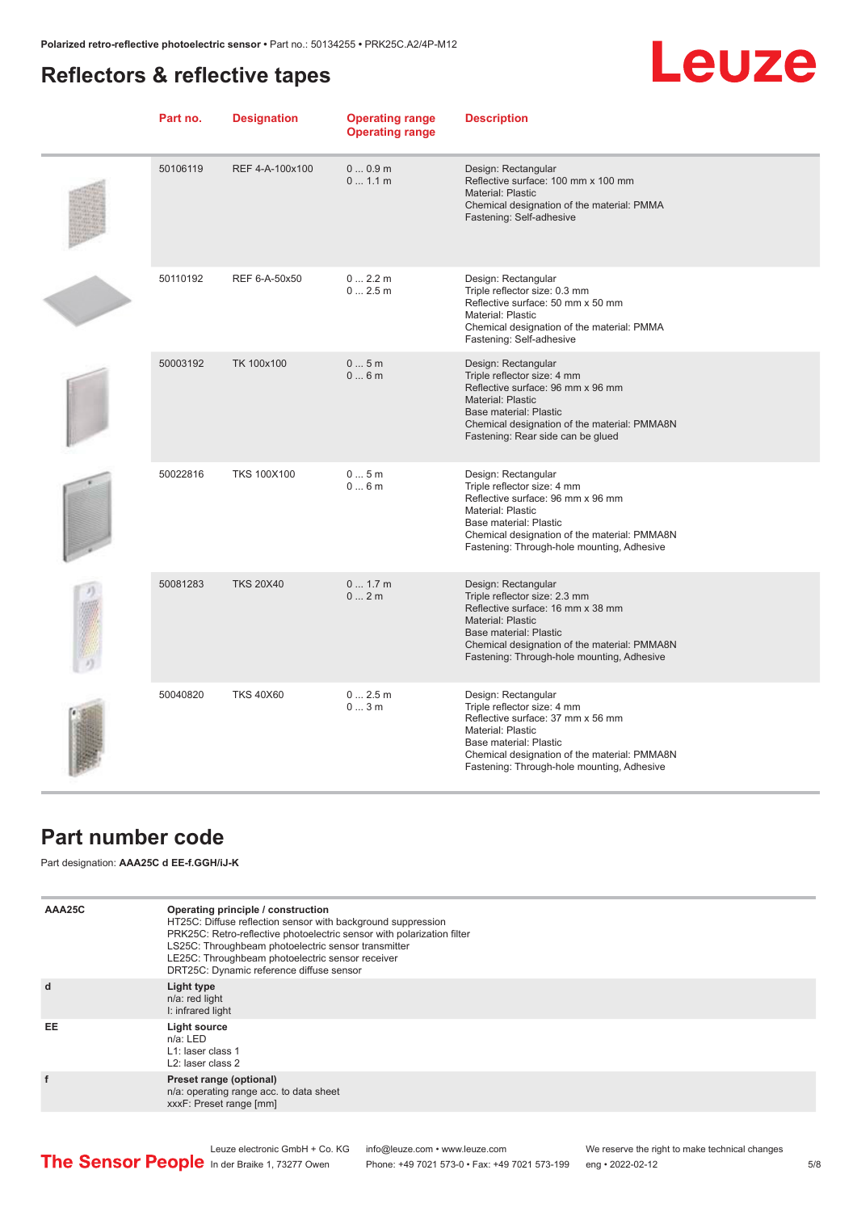## Reflectors & reflective tapes

| Part no. | Designation | Operating range<br>Operating range | Description |
|---|---|---|---|
| 50106119 | REF 4-A-100x100 | 0 ... 0.9 m<br>0 ... 1.1 m | Design: Rectangular<br>Reflective surface: 100 mm x 100 mm<br>Material: Plastic<br>Chemical designation of the material: PMMA<br>Fastening: Self-adhesive |
| 50110192 | REF 6-A-50x50 | 0 ... 2.2 m<br>0 ... 2.5 m | Design: Rectangular<br>Triple reflector size: 0.3 mm<br>Reflective surface: 50 mm x 50 mm<br>Material: Plastic<br>Chemical designation of the material: PMMA<br>Fastening: Self-adhesive |
| 50003192 | TK 100x100 | 0 ... 5 m<br>0 ... 6 m | Design: Rectangular<br>Triple reflector size: 4 mm<br>Reflective surface: 96 mm x 96 mm<br>Material: Plastic<br>Base material: Plastic<br>Chemical designation of the material: PMMA8N<br>Fastening: Rear side can be glued |
| 50022816 | TKS 100X100 | 0 ... 5 m<br>0 ... 6 m | Design: Rectangular<br>Triple reflector size: 4 mm<br>Reflective surface: 96 mm x 96 mm<br>Material: Plastic<br>Base material: Plastic<br>Chemical designation of the material: PMMA8N<br>Fastening: Through-hole mounting, Adhesive |
| 50081283 | TKS 20X40 | 0 ... 1.7 m<br>0 ... 2 m | Design: Rectangular<br>Triple reflector size: 2.3 mm<br>Reflective surface: 16 mm x 38 mm<br>Material: Plastic<br>Base material: Plastic<br>Chemical designation of the material: PMMA8N<br>Fastening: Through-hole mounting, Adhesive |
| 50040820 | TKS 40X60 | 0 ... 2.5 m<br>0 ... 3 m | Design: Rectangular<br>Triple reflector size: 4 mm<br>Reflective surface: 37 mm x 56 mm<br>Material: Plastic<br>Base material: Plastic<br>Chemical designation of the material: PMMA8N<br>Fastening: Through-hole mounting, Adhesive |

## Part number code

Part designation: **AAA25C d EE-f.GGH/iJ-K**

| | |
|---|---|
| **AAA25C** | **Operating principle / construction**<br>HT25C: Diffuse reflection sensor with background suppression<br>PRK25C: Retro-reflective photoelectric sensor with polarization filter<br>LS25C: Throughbeam photoelectric sensor transmitter<br>LE25C: Throughbeam photoelectric sensor receiver<br>DRT25C: Dynamic reference diffuse sensor |
| **d** | **Light type**<br>n/a: red light<br>I: infrared light |
| **EE** | **Light source**<br>n/a: LED<br>L1: laser class 1<br>L2: laser class 2 |
| **f** | **Preset range (optional)**<br>n/a: operating range acc. to data sheet<br>xxxF: Preset range [mm] |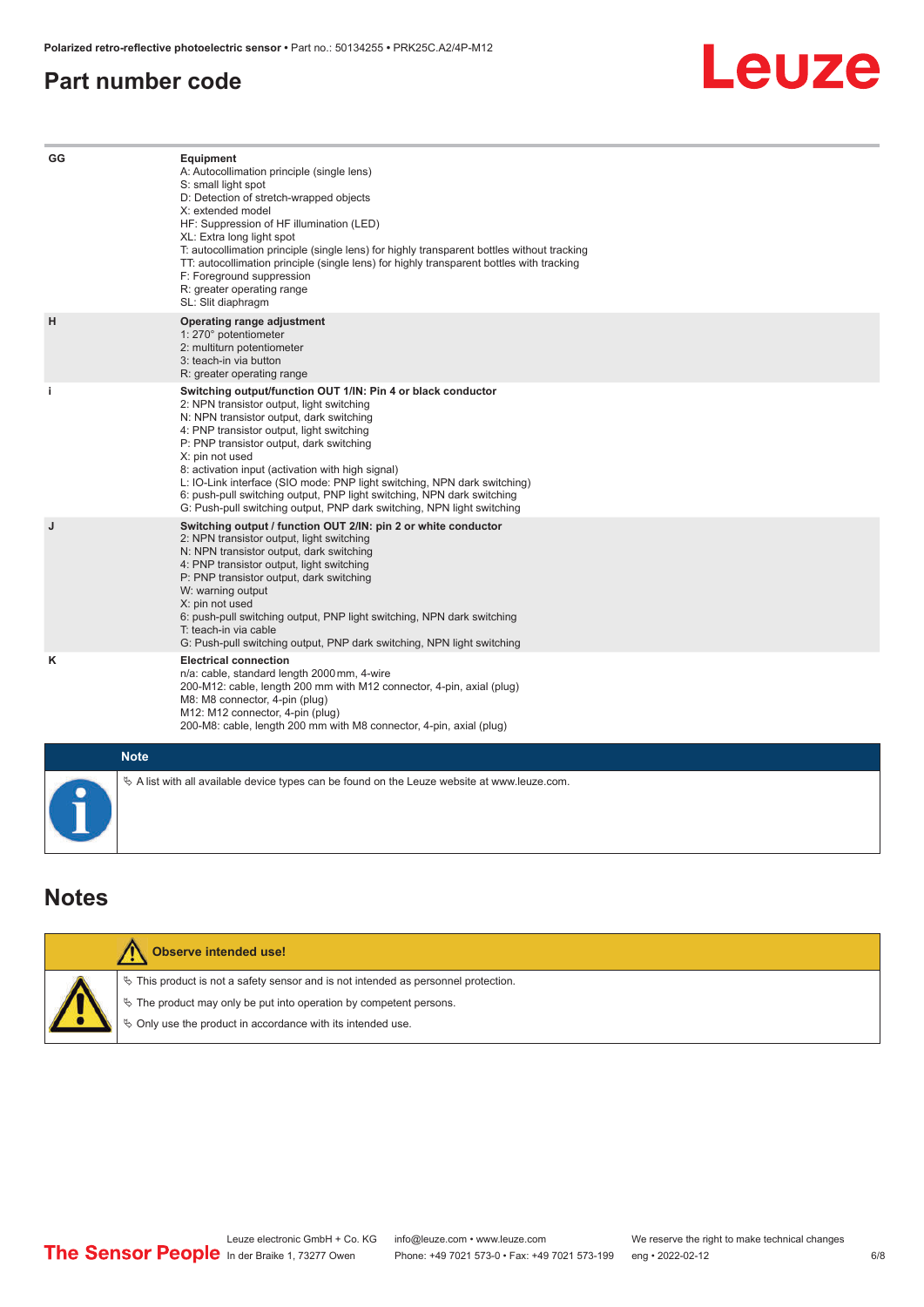## Part number code

| | |
|---|---|
| GG | **Equipment**<br>A: Autocollimation principle (single lens)<br>S: small light spot<br>D: Detection of stretch-wrapped objects<br>X: extended model<br>HF: Suppression of HF illumination (LED)<br>XL: Extra long light spot<br>T: autocollimation principle (single lens) for highly transparent bottles without tracking<br>TT: autocollimation principle (single lens) for highly transparent bottles with tracking<br>F: Foreground suppression<br>R: greater operating range<br>SL: Slit diaphragm |
| H | **Operating range adjustment**<br>1: 270° potentiometer<br>2: multiturn potentiometer<br>3: teach-in via button<br>R: greater operating range |
| i | **Switching output/function OUT 1/IN: Pin 4 or black conductor**<br>2: NPN transistor output, light switching<br>N: NPN transistor output, dark switching<br>4: PNP transistor output, light switching<br>P: PNP transistor output, dark switching<br>X: pin not used<br>8: activation input (activation with high signal)<br>L: IO-Link interface (SIO mode: PNP light switching, NPN dark switching)<br>6: push-pull switching output, PNP light switching, NPN dark switching<br>G: Push-pull switching output, PNP dark switching, NPN light switching |
| J | **Switching output / function OUT 2/IN: pin 2 or white conductor**<br>2: NPN transistor output, light switching<br>N: NPN transistor output, dark switching<br>4: PNP transistor output, light switching<br>P: PNP transistor output, dark switching<br>W: warning output<br>X: pin not used<br>6: push-pull switching output, PNP light switching, NPN dark switching<br>T: teach-in via cable<br>G: Push-pull switching output, PNP dark switching, NPN light switching |
| K | **Electrical connection**<br>n/a: cable, standard length 2000 mm, 4-wire<br>200-M12: cable, length 200 mm with M12 connector, 4-pin, axial (plug)<br>M8: M8 connector, 4-pin (plug)<br>M12: M12 connector, 4-pin (plug)<br>200-M8: cable, length 200 mm with M8 connector, 4-pin, axial (plug) |

**Note**

↬ A list with all available device types can be found on the Leuze website at www.leuze.com.

## Notes

**Observe intended use!**

↬ This product is not a safety sensor and is not intended as personnel protection.

↬ The product may only be put into operation by competent persons.

↬ Only use the product in accordance with its intended use.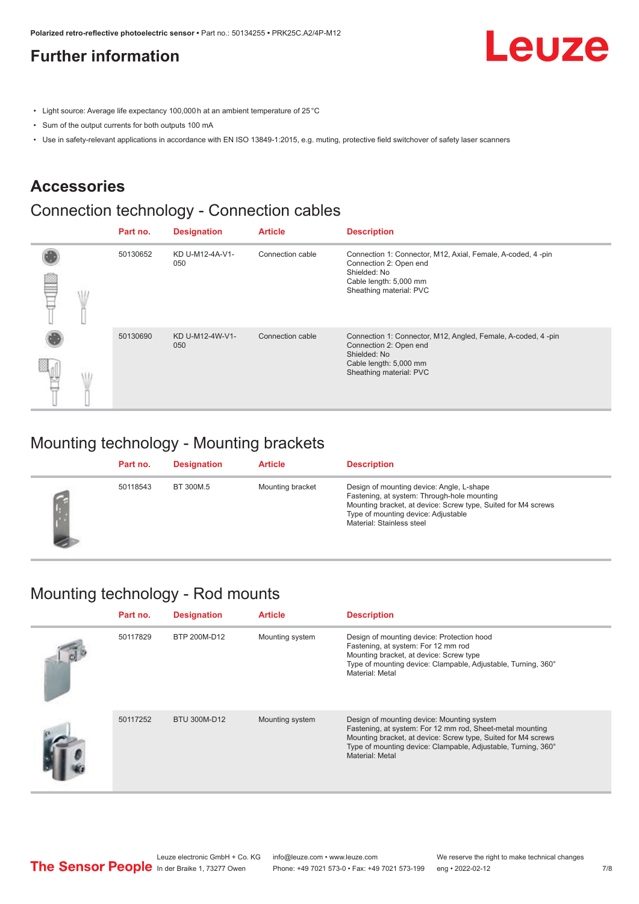## Further information

- Light source: Average life expectancy 100,000 h at an ambient temperature of 25 °C
- Sum of the output currents for both outputs 100 mA
- Use in safety-relevant applications in accordance with EN ISO 13849-1:2015, e.g. muting, protective field switchover of safety laser scanners

# Accessories

## Connection technology - Connection cables

| Part no. | Designation | Article | Description |
|---|---|---|---|
| 50130652 | KD U-M12-4A-V1-050 | Connection cable | Connection 1: Connector, M12, Axial, Female, A-coded, 4 -pin<br>Connection 2: Open end<br>Shielded: No<br>Cable length: 5,000 mm<br>Sheathing material: PVC |
| 50130690 | KD U-M12-4W-V1-050 | Connection cable | Connection 1: Connector, M12, Angled, Female, A-coded, 4 -pin<br>Connection 2: Open end<br>Shielded: No<br>Cable length: 5,000 mm<br>Sheathing material: PVC |

## Mounting technology - Mounting brackets

| Part no. | Designation | Article | Description |
|---|---|---|---|
| 50118543 | BT 300M.5 | Mounting bracket | Design of mounting device: Angle, L-shape<br>Fastening, at system: Through-hole mounting<br>Mounting bracket, at device: Screw type, Suited for M4 screws<br>Type of mounting device: Adjustable<br>Material: Stainless steel |

## Mounting technology - Rod mounts

| Part no. | Designation | Article | Description |
|---|---|---|---|
| 50117829 | BTP 200M-D12 | Mounting system | Design of mounting device: Protection hood<br>Fastening, at system: For 12 mm rod<br>Mounting bracket, at device: Screw type<br>Type of mounting device: Clampable, Adjustable, Turning, 360°<br>Material: Metal |
| 50117252 | BTU 300M-D12 | Mounting system | Design of mounting device: Mounting system<br>Fastening, at system: For 12 mm rod, Sheet-metal mounting<br>Mounting bracket, at device: Screw type, Suited for M4 screws<br>Type of mounting device: Clampable, Adjustable, Turning, 360°<br>Material: Metal |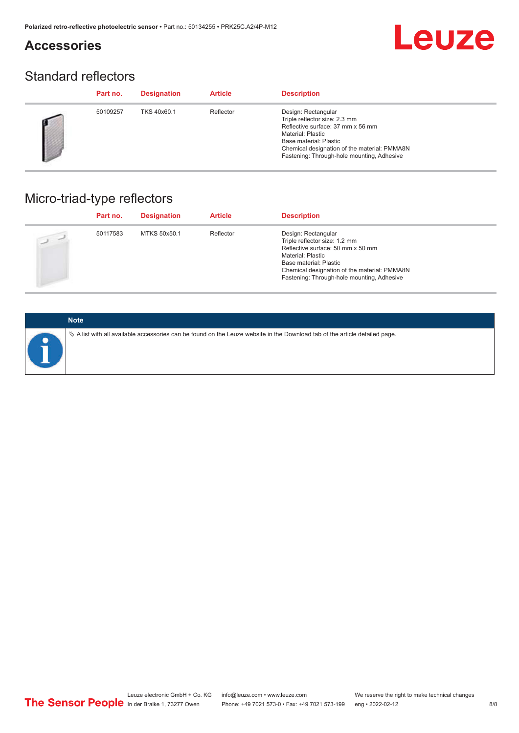## Accessories

### Standard reflectors

| | Part no. | Designation | Article | Description |
|---|---|---|---|---|
| | 50109257 | TKS 40x60.1 | Reflector | Design: Rectangular<br>Triple reflector size: 2.3 mm<br>Reflective surface: 37 mm x 56 mm<br>Material: Plastic<br>Base material: Plastic<br>Chemical designation of the material: PMMA8N<br>Fastening: Through-hole mounting, Adhesive |

### Micro-triad-type reflectors

| | Part no. | Designation | Article | Description |
|---|---|---|---|---|
| | 50117583 | MTKS 50x50.1 | Reflector | Design: Rectangular<br>Triple reflector size: 1.2 mm<br>Reflective surface: 50 mm x 50 mm<br>Material: Plastic<br>Base material: Plastic<br>Chemical designation of the material: PMMA8N<br>Fastening: Through-hole mounting, Adhesive |

**Note**

A list with all available accessories can be found on the Leuze website in the Download tab of the article detailed page.